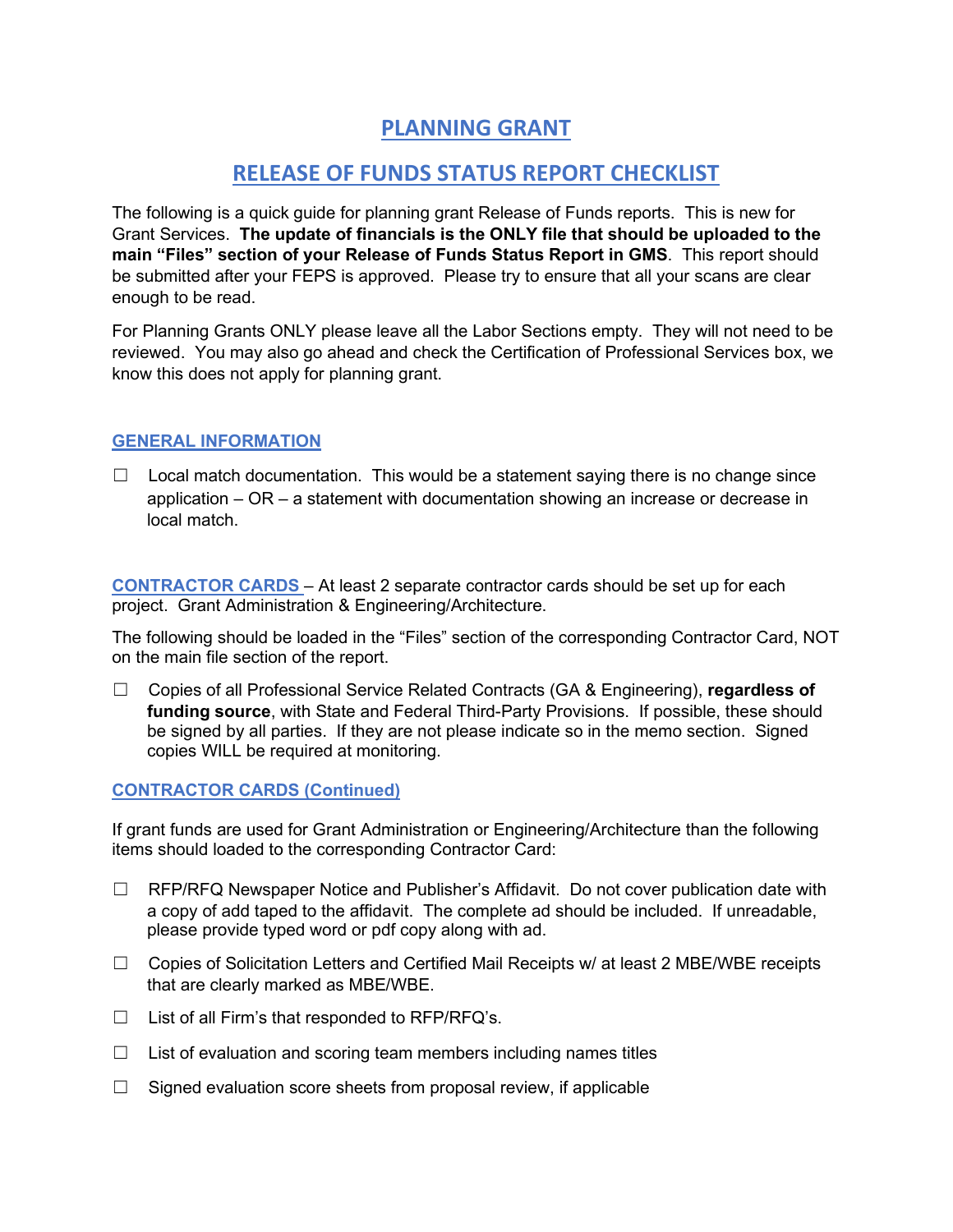# PLANNING GRANT

## RELEASE OF FUNDS STATUS REPORT CHECKLIST

The following is a quick guide for planning grant Release of Funds reports. This is new for Grant Services. **The update of financials is the ONLY file that should be uploaded to the main "Files" section of your Release of Funds Status Report in GMS**. This report should be submitted after your FEPS is approved. Please try to ensure that all your scans are clear enough to be read.

For Planning Grants ONLY please leave all the Labor Sections empty. They will not need to be reviewed. You may also go ahead and check the Certification of Professional Services box, we know this does not apply for planning grant.

### GENERAL INFORMATION

☐ Local match documentation. This would be a statement saying there is no change since application – OR – a statement with documentation showing an increase or decrease in local match.

### CONTRACTOR CARDS – At least 2 separate contractor cards should be set up for each project. Grant Administration & Engineering/Architecture.

The following should be loaded in the "Files" section of the corresponding Contractor Card, NOT on the main file section of the report.

☐ Copies of all Professional Service Related Contracts (GA & Engineering), **regardless of funding source**, with State and Federal Third-Party Provisions. If possible, these should be signed by all parties. If they are not please indicate so in the memo section. Signed copies WILL be required at monitoring.

### CONTRACTOR CARDS (Continued)

If grant funds are used for Grant Administration or Engineering/Architecture than the following items should loaded to the corresponding Contractor Card:

☐ RFP/RFQ Newspaper Notice and Publisher's Affidavit. Do not cover publication date with a copy of add taped to the affidavit. The complete ad should be included. If unreadable, please provide typed word or pdf copy along with ad.

☐ Copies of Solicitation Letters and Certified Mail Receipts w/ at least 2 MBE/WBE receipts that are clearly marked as MBE/WBE.

☐ List of all Firm's that responded to RFP/RFQ's.

☐ List of evaluation and scoring team members including names titles

☐ Signed evaluation score sheets from proposal review, if applicable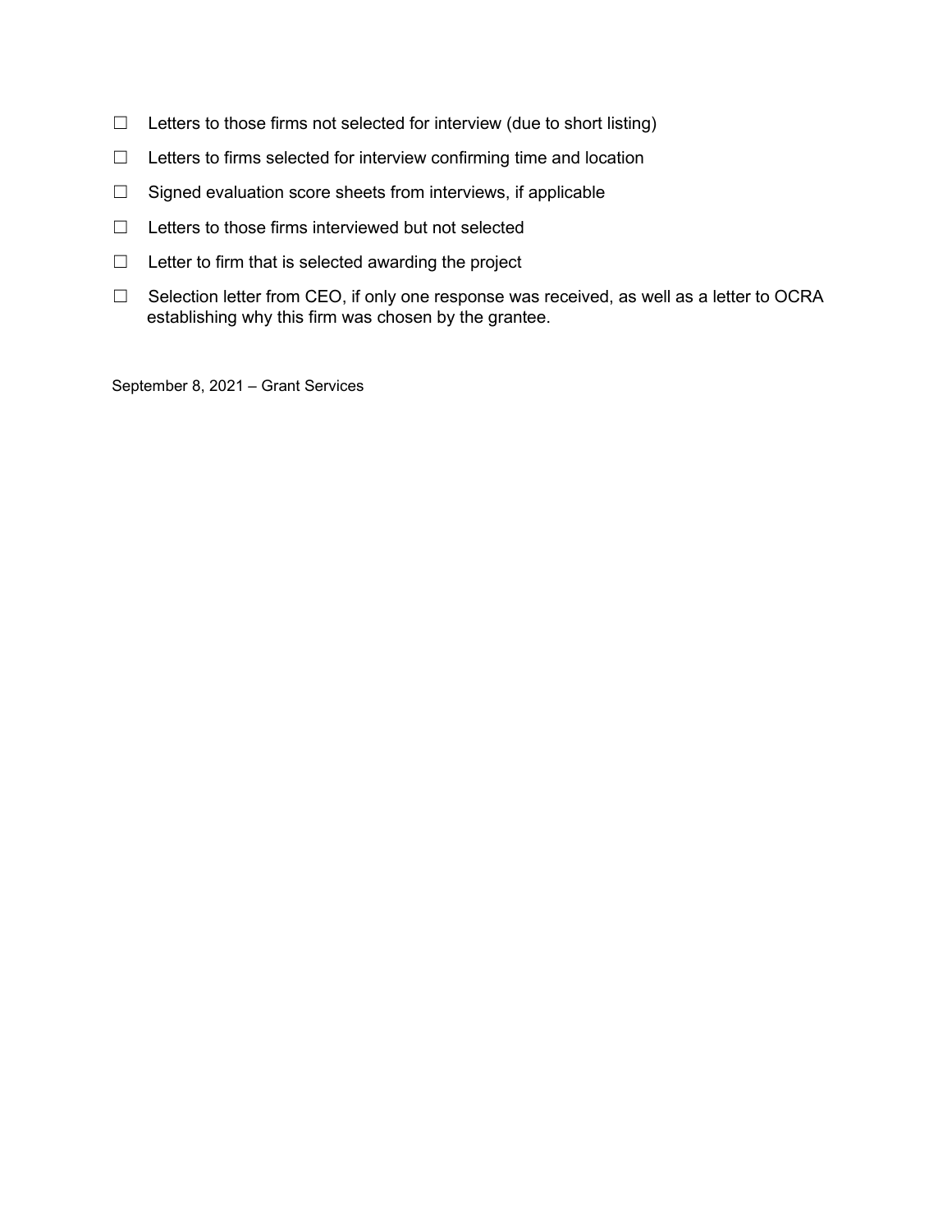- ☐ Letters to those firms not selected for interview (due to short listing)
- ☐ Letters to firms selected for interview confirming time and location
- ☐ Signed evaluation score sheets from interviews, if applicable
- ☐ Letters to those firms interviewed but not selected
- ☐ Letter to firm that is selected awarding the project
- ☐ Selection letter from CEO, if only one response was received, as well as a letter to OCRA establishing why this firm was chosen by the grantee.

September 8, 2021 – Grant Services